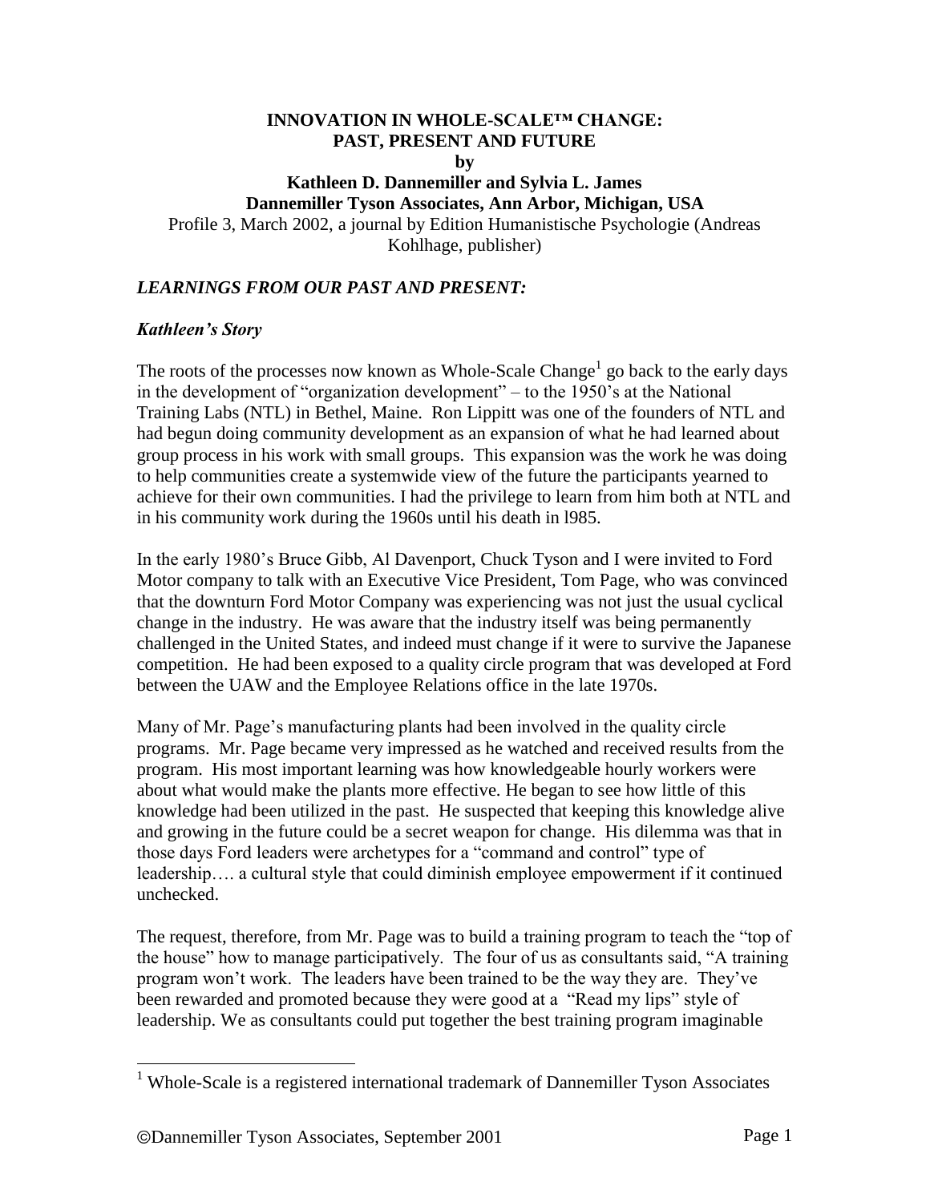**INNOVATION IN WHOLE-SCALE™ CHANGE: PAST, PRESENT AND FUTURE**

**by**

**Kathleen D. Dannemiller and Sylvia L. James**

**Dannemiller Tyson Associates, Ann Arbor, Michigan, USA**

Profile 3, March 2002, a journal by Edition Humanistische Psychologie (Andreas Kohlhage, publisher)

### ***LEARNINGS FROM OUR PAST AND PRESENT:***

#### ***Kathleen's Story***

The roots of the processes now known as Whole-Scale Change[1] go back to the early days in the development of "organization development" – to the 1950's at the National Training Labs (NTL) in Bethel, Maine. Ron Lippitt was one of the founders of NTL and had begun doing community development as an expansion of what he had learned about group process in his work with small groups. This expansion was the work he was doing to help communities create a systemwide view of the future the participants yearned to achieve for their own communities. I had the privilege to learn from him both at NTL and in his community work during the 1960s until his death in l985.

In the early 1980's Bruce Gibb, Al Davenport, Chuck Tyson and I were invited to Ford Motor company to talk with an Executive Vice President, Tom Page, who was convinced that the downturn Ford Motor Company was experiencing was not just the usual cyclical change in the industry. He was aware that the industry itself was being permanently challenged in the United States, and indeed must change if it were to survive the Japanese competition. He had been exposed to a quality circle program that was developed at Ford between the UAW and the Employee Relations office in the late 1970s.

Many of Mr. Page's manufacturing plants had been involved in the quality circle programs. Mr. Page became very impressed as he watched and received results from the program. His most important learning was how knowledgeable hourly workers were about what would make the plants more effective. He began to see how little of this knowledge had been utilized in the past. He suspected that keeping this knowledge alive and growing in the future could be a secret weapon for change. His dilemma was that in those days Ford leaders were archetypes for a "command and control" type of leadership…. a cultural style that could diminish employee empowerment if it continued unchecked.

The request, therefore, from Mr. Page was to build a training program to teach the "top of the house" how to manage participatively. The four of us as consultants said, "A training program won't work. The leaders have been trained to be the way they are. They've been rewarded and promoted because they were good at a "Read my lips" style of leadership. We as consultants could put together the best training program imaginable

[1] Whole-Scale is a registered international trademark of Dannemiller Tyson Associates

©Dannemiller Tyson Associates, September 2001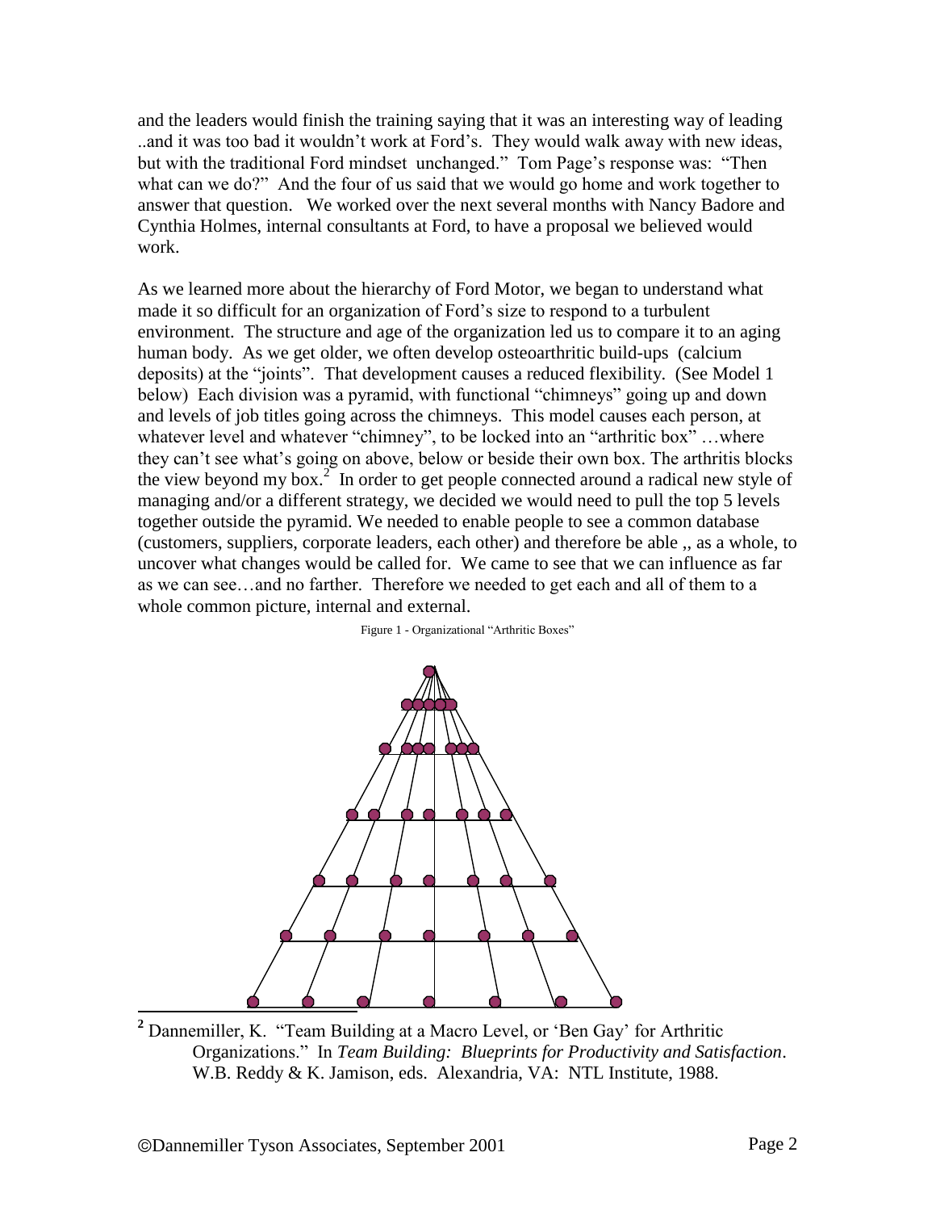and the leaders would finish the training saying that it was an interesting way of leading ..and it was too bad it wouldn't work at Ford's. They would walk away with new ideas, but with the traditional Ford mindset unchanged." Tom Page's response was: "Then what can we do?" And the four of us said that we would go home and work together to answer that question. We worked over the next several months with Nancy Badore and Cynthia Holmes, internal consultants at Ford, to have a proposal we believed would work.

As we learned more about the hierarchy of Ford Motor, we began to understand what made it so difficult for an organization of Ford's size to respond to a turbulent environment. The structure and age of the organization led us to compare it to an aging human body. As we get older, we often develop osteoarthritic build-ups (calcium deposits) at the "joints". That development causes a reduced flexibility. (See Model 1 below) Each division was a pyramid, with functional "chimneys" going up and down and levels of job titles going across the chimneys. This model causes each person, at whatever level and whatever "chimney", to be locked into an "arthritic box" …where they can't see what's going on above, below or beside their own box. The arthritis blocks the view beyond my box.[2] In order to get people connected around a radical new style of managing and/or a different strategy, we decided we would need to pull the top 5 levels together outside the pyramid. We needed to enable people to see a common database (customers, suppliers, corporate leaders, each other) and therefore be able ,, as a whole, to uncover what changes would be called for. We came to see that we can influence as far as we can see…and no farther. Therefore we needed to get each and all of them to a whole common picture, internal and external.

Figure 1 - Organizational "Arthritic Boxes"

---

[2] Dannemiller, K. "Team Building at a Macro Level, or 'Ben Gay' for Arthritic Organizations." In *Team Building: Blueprints for Productivity and Satisfaction*. W.B. Reddy & K. Jamison, eds. Alexandria, VA: NTL Institute, 1988.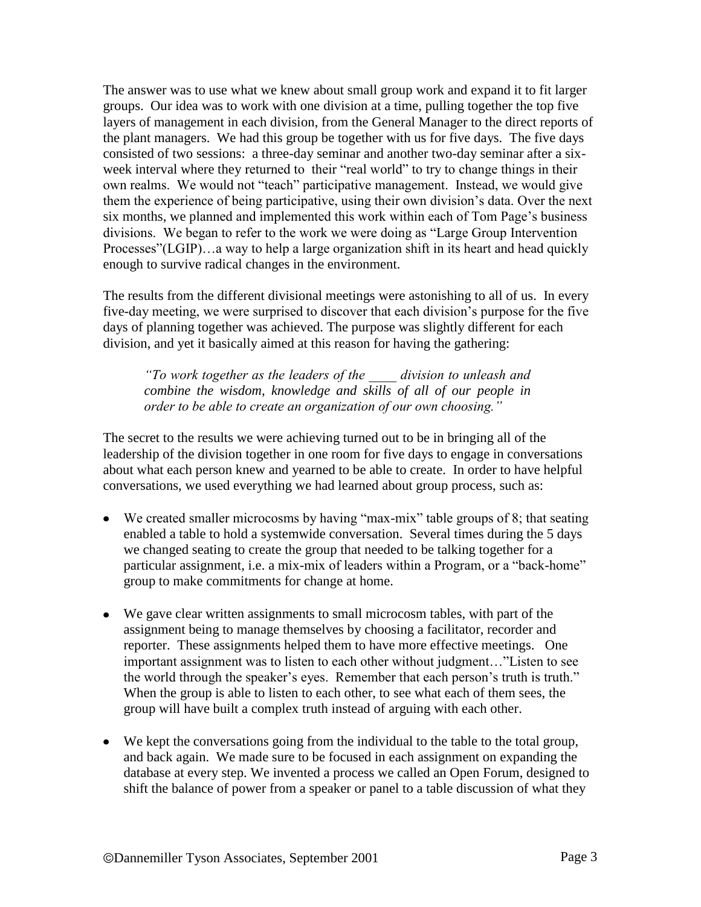The answer was to use what we knew about small group work and expand it to fit larger groups. Our idea was to work with one division at a time, pulling together the top five layers of management in each division, from the General Manager to the direct reports of the plant managers. We had this group be together with us for five days. The five days consisted of two sessions: a three-day seminar and another two-day seminar after a six-week interval where they returned to their "real world" to try to change things in their own realms. We would not "teach" participative management. Instead, we would give them the experience of being participative, using their own division's data. Over the next six months, we planned and implemented this work within each of Tom Page's business divisions. We began to refer to the work we were doing as "Large Group Intervention Processes"(LGIP)…a way to help a large organization shift in its heart and head quickly enough to survive radical changes in the environment.

The results from the different divisional meetings were astonishing to all of us. In every five-day meeting, we were surprised to discover that each division's purpose for the five days of planning together was achieved. The purpose was slightly different for each division, and yet it basically aimed at this reason for having the gathering:

> *"To work together as the leaders of the \_\_\_\_ division to unleash and combine the wisdom, knowledge and skills of all of our people in order to be able to create an organization of our own choosing."*

The secret to the results we were achieving turned out to be in bringing all of the leadership of the division together in one room for five days to engage in conversations about what each person knew and yearned to be able to create. In order to have helpful conversations, we used everything we had learned about group process, such as:

- We created smaller microcosms by having "max-mix" table groups of 8; that seating enabled a table to hold a systemwide conversation. Several times during the 5 days we changed seating to create the group that needed to be talking together for a particular assignment, i.e. a mix-mix of leaders within a Program, or a "back-home" group to make commitments for change at home.

- We gave clear written assignments to small microcosm tables, with part of the assignment being to manage themselves by choosing a facilitator, recorder and reporter. These assignments helped them to have more effective meetings. One important assignment was to listen to each other without judgment…"Listen to see the world through the speaker's eyes. Remember that each person's truth is truth." When the group is able to listen to each other, to see what each of them sees, the group will have built a complex truth instead of arguing with each other.

- We kept the conversations going from the individual to the table to the total group, and back again. We made sure to be focused in each assignment on expanding the database at every step. We invented a process we called an Open Forum, designed to shift the balance of power from a speaker or panel to a table discussion of what they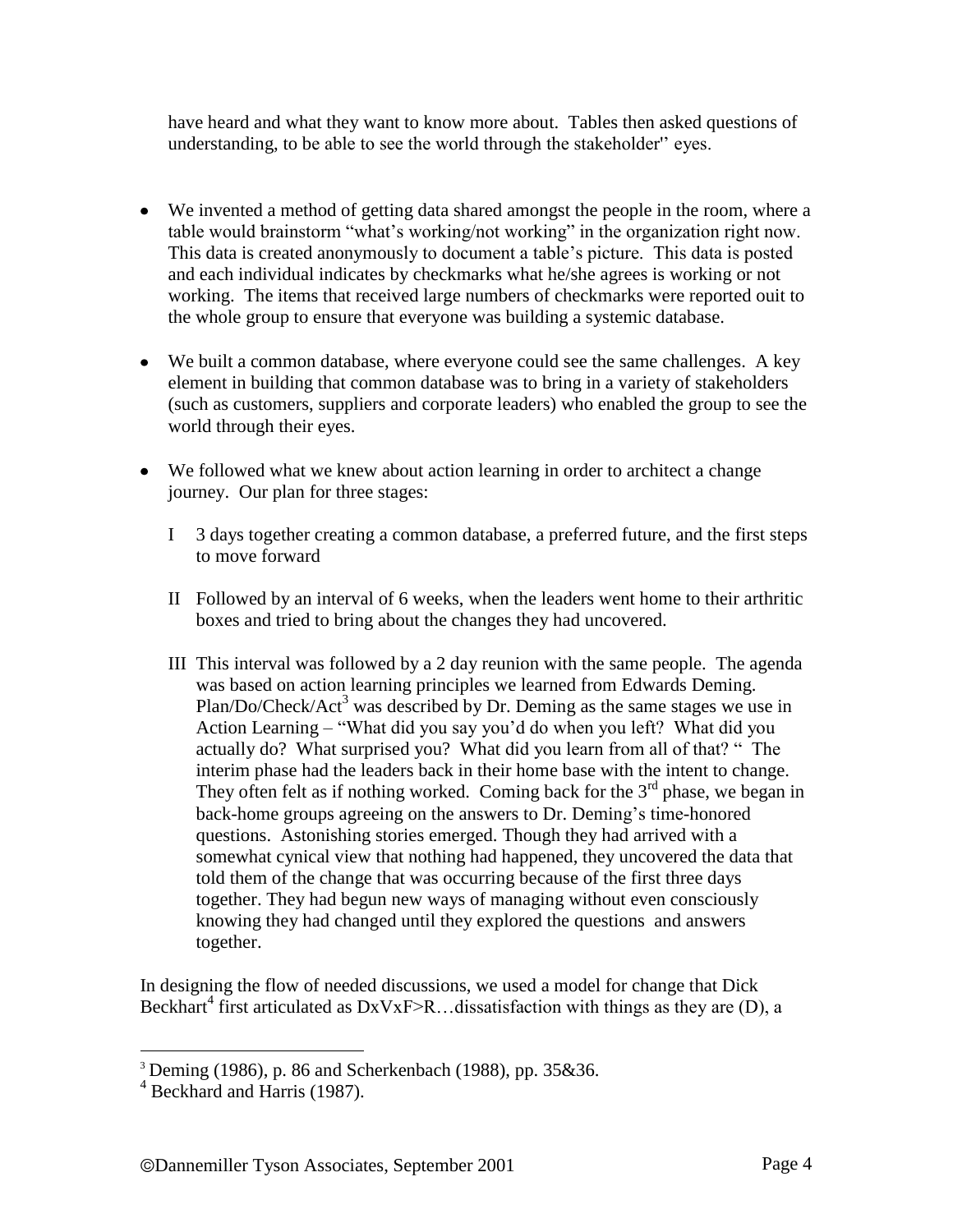have heard and what they want to know more about. Tables then asked questions of understanding, to be able to see the world through the stakeholder" eyes.

- We invented a method of getting data shared amongst the people in the room, where a table would brainstorm "what's working/not working" in the organization right now. This data is created anonymously to document a table's picture. This data is posted and each individual indicates by checkmarks what he/she agrees is working or not working. The items that received large numbers of checkmarks were reported ouit to the whole group to ensure that everyone was building a systemic database.

- We built a common database, where everyone could see the same challenges. A key element in building that common database was to bring in a variety of stakeholders (such as customers, suppliers and corporate leaders) who enabled the group to see the world through their eyes.

- We followed what we knew about action learning in order to architect a change journey. Our plan for three stages:

  I 3 days together creating a common database, a preferred future, and the first steps to move forward

  II Followed by an interval of 6 weeks, when the leaders went home to their arthritic boxes and tried to bring about the changes they had uncovered.

  III This interval was followed by a 2 day reunion with the same people. The agenda was based on action learning principles we learned from Edwards Deming. Plan/Do/Check/Act[3] was described by Dr. Deming as the same stages we use in Action Learning – "What did you say you'd do when you left? What did you actually do? What surprised you? What did you learn from all of that? " The interim phase had the leaders back in their home base with the intent to change. They often felt as if nothing worked. Coming back for the 3rd phase, we began in back-home groups agreeing on the answers to Dr. Deming's time-honored questions. Astonishing stories emerged. Though they had arrived with a somewhat cynical view that nothing had happened, they uncovered the data that told them of the change that was occurring because of the first three days together. They had begun new ways of managing without even consciously knowing they had changed until they explored the questions and answers together.

In designing the flow of needed discussions, we used a model for change that Dick Beckhart[4] first articulated as DxVxF>R…dissatisfaction with things as they are (D), a

---

[3] Deming (1986), p. 86 and Scherkenbach (1988), pp. 35&36.

[4] Beckhard and Harris (1987).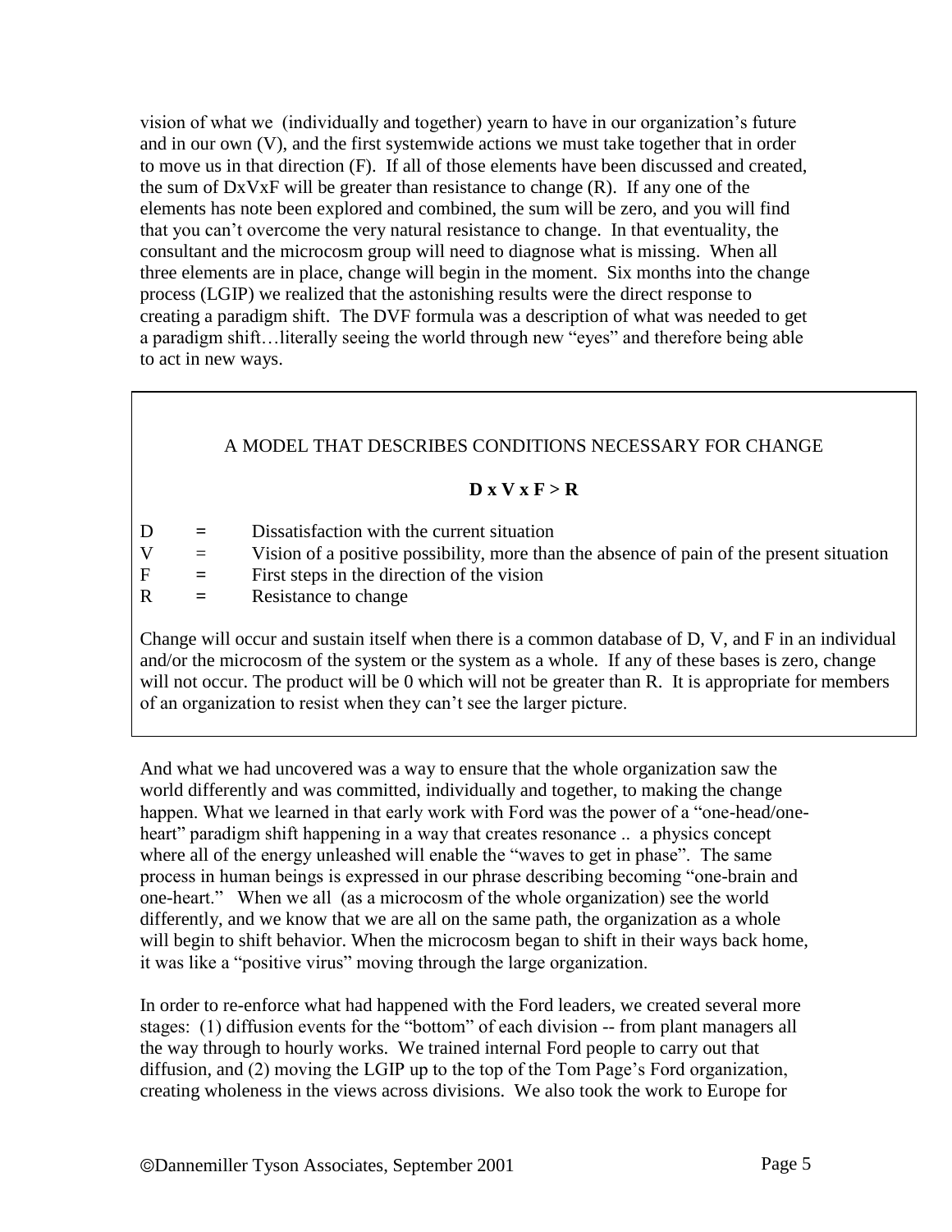vision of what we (individually and together) yearn to have in our organization's future and in our own (V), and the first systemwide actions we must take together that in order to move us in that direction (F). If all of those elements have been discussed and created, the sum of DxVxF will be greater than resistance to change (R). If any one of the elements has note been explored and combined, the sum will be zero, and you will find that you can't overcome the very natural resistance to change. In that eventuality, the consultant and the microcosm group will need to diagnose what is missing. When all three elements are in place, change will begin in the moment. Six months into the change process (LGIP) we realized that the astonishing results were the direct response to creating a paradigm shift. The DVF formula was a description of what was needed to get a paradigm shift…literally seeing the world through new "eyes" and therefore being able to act in new ways.

---

A MODEL THAT DESCRIBES CONDITIONS NECESSARY FOR CHANGE

**D x V x F > R**

| | | |
|---|---|---|
| D | = | Dissatisfaction with the current situation |
| V | = | Vision of a positive possibility, more than the absence of pain of the present situation |
| F | = | First steps in the direction of the vision |
| R | = | Resistance to change |

Change will occur and sustain itself when there is a common database of D, V, and F in an individual and/or the microcosm of the system or the system as a whole. If any of these bases is zero, change will not occur. The product will be 0 which will not be greater than R. It is appropriate for members of an organization to resist when they can't see the larger picture.

---

And what we had uncovered was a way to ensure that the whole organization saw the world differently and was committed, individually and together, to making the change happen. What we learned in that early work with Ford was the power of a "one-head/one-heart" paradigm shift happening in a way that creates resonance .. a physics concept where all of the energy unleashed will enable the "waves to get in phase". The same process in human beings is expressed in our phrase describing becoming "one-brain and one-heart." When we all (as a microcosm of the whole organization) see the world differently, and we know that we are all on the same path, the organization as a whole will begin to shift behavior. When the microcosm began to shift in their ways back home, it was like a "positive virus" moving through the large organization.

In order to re-enforce what had happened with the Ford leaders, we created several more stages: (1) diffusion events for the "bottom" of each division -- from plant managers all the way through to hourly works. We trained internal Ford people to carry out that diffusion, and (2) moving the LGIP up to the top of the Tom Page's Ford organization, creating wholeness in the views across divisions. We also took the work to Europe for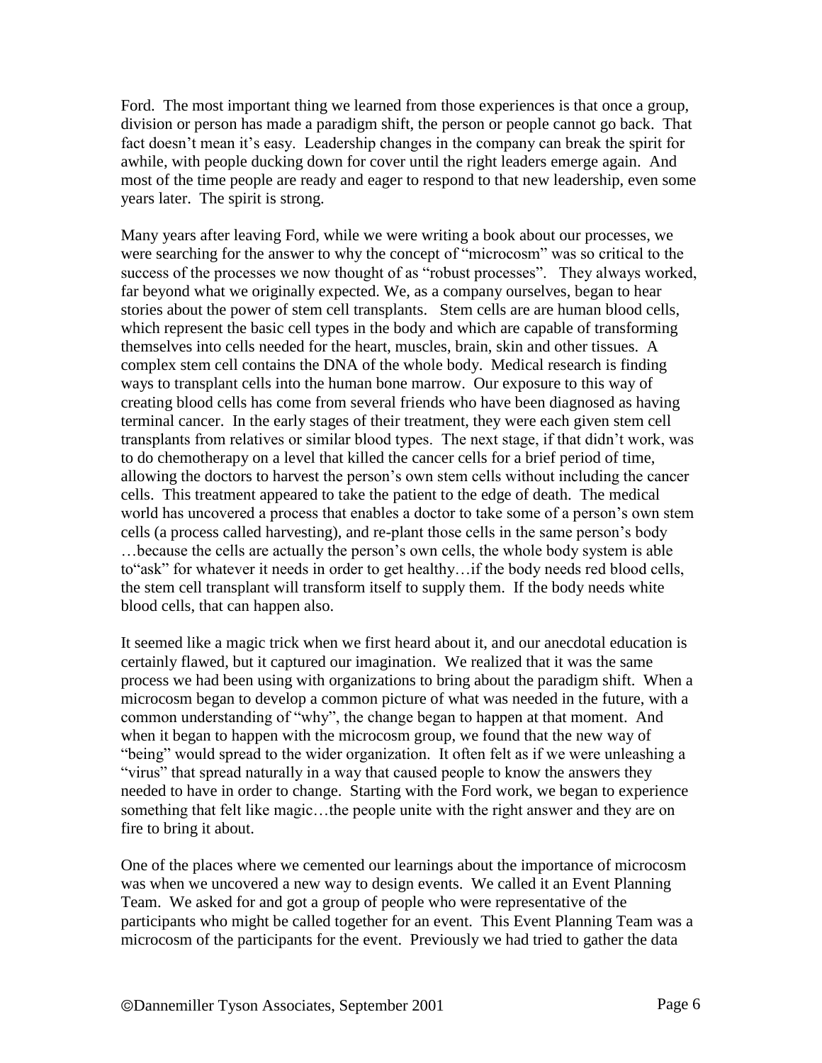Ford. The most important thing we learned from those experiences is that once a group, division or person has made a paradigm shift, the person or people cannot go back. That fact doesn't mean it's easy. Leadership changes in the company can break the spirit for awhile, with people ducking down for cover until the right leaders emerge again. And most of the time people are ready and eager to respond to that new leadership, even some years later. The spirit is strong.

Many years after leaving Ford, while we were writing a book about our processes, we were searching for the answer to why the concept of "microcosm" was so critical to the success of the processes we now thought of as "robust processes". They always worked, far beyond what we originally expected. We, as a company ourselves, began to hear stories about the power of stem cell transplants. Stem cells are are human blood cells, which represent the basic cell types in the body and which are capable of transforming themselves into cells needed for the heart, muscles, brain, skin and other tissues. A complex stem cell contains the DNA of the whole body. Medical research is finding ways to transplant cells into the human bone marrow. Our exposure to this way of creating blood cells has come from several friends who have been diagnosed as having terminal cancer. In the early stages of their treatment, they were each given stem cell transplants from relatives or similar blood types. The next stage, if that didn't work, was to do chemotherapy on a level that killed the cancer cells for a brief period of time, allowing the doctors to harvest the person's own stem cells without including the cancer cells. This treatment appeared to take the patient to the edge of death. The medical world has uncovered a process that enables a doctor to take some of a person's own stem cells (a process called harvesting), and re-plant those cells in the same person's body …because the cells are actually the person's own cells, the whole body system is able to"ask" for whatever it needs in order to get healthy…if the body needs red blood cells, the stem cell transplant will transform itself to supply them. If the body needs white blood cells, that can happen also.

It seemed like a magic trick when we first heard about it, and our anecdotal education is certainly flawed, but it captured our imagination. We realized that it was the same process we had been using with organizations to bring about the paradigm shift. When a microcosm began to develop a common picture of what was needed in the future, with a common understanding of "why", the change began to happen at that moment. And when it began to happen with the microcosm group, we found that the new way of "being" would spread to the wider organization. It often felt as if we were unleashing a "virus" that spread naturally in a way that caused people to know the answers they needed to have in order to change. Starting with the Ford work, we began to experience something that felt like magic…the people unite with the right answer and they are on fire to bring it about.

One of the places where we cemented our learnings about the importance of microcosm was when we uncovered a new way to design events. We called it an Event Planning Team. We asked for and got a group of people who were representative of the participants who might be called together for an event. This Event Planning Team was a microcosm of the participants for the event. Previously we had tried to gather the data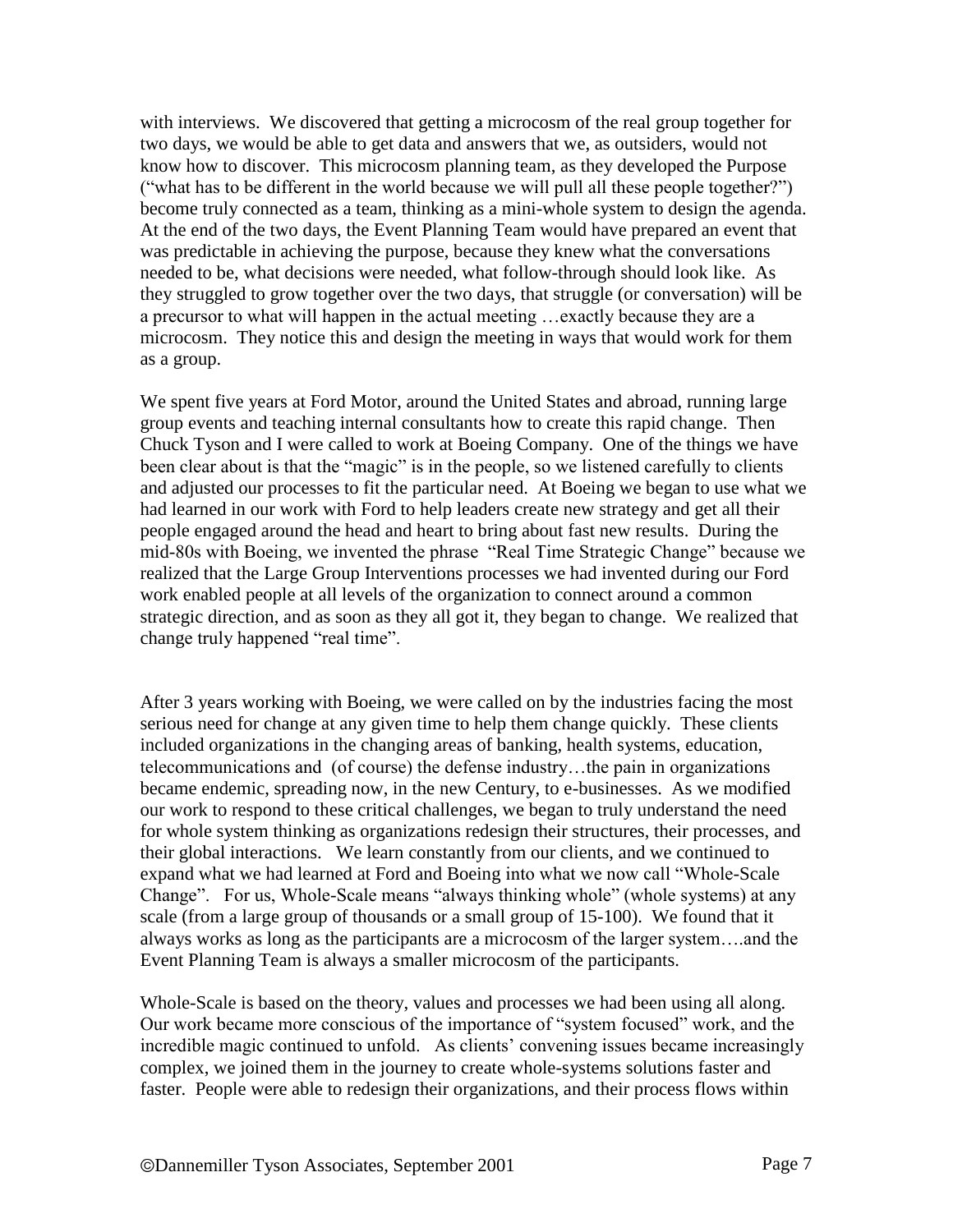with interviews. We discovered that getting a microcosm of the real group together for two days, we would be able to get data and answers that we, as outsiders, would not know how to discover. This microcosm planning team, as they developed the Purpose ("what has to be different in the world because we will pull all these people together?") become truly connected as a team, thinking as a mini-whole system to design the agenda. At the end of the two days, the Event Planning Team would have prepared an event that was predictable in achieving the purpose, because they knew what the conversations needed to be, what decisions were needed, what follow-through should look like. As they struggled to grow together over the two days, that struggle (or conversation) will be a precursor to what will happen in the actual meeting …exactly because they are a microcosm. They notice this and design the meeting in ways that would work for them as a group.

We spent five years at Ford Motor, around the United States and abroad, running large group events and teaching internal consultants how to create this rapid change. Then Chuck Tyson and I were called to work at Boeing Company. One of the things we have been clear about is that the "magic" is in the people, so we listened carefully to clients and adjusted our processes to fit the particular need. At Boeing we began to use what we had learned in our work with Ford to help leaders create new strategy and get all their people engaged around the head and heart to bring about fast new results. During the mid-80s with Boeing, we invented the phrase "Real Time Strategic Change" because we realized that the Large Group Interventions processes we had invented during our Ford work enabled people at all levels of the organization to connect around a common strategic direction, and as soon as they all got it, they began to change. We realized that change truly happened "real time".

After 3 years working with Boeing, we were called on by the industries facing the most serious need for change at any given time to help them change quickly. These clients included organizations in the changing areas of banking, health systems, education, telecommunications and (of course) the defense industry…the pain in organizations became endemic, spreading now, in the new Century, to e-businesses. As we modified our work to respond to these critical challenges, we began to truly understand the need for whole system thinking as organizations redesign their structures, their processes, and their global interactions. We learn constantly from our clients, and we continued to expand what we had learned at Ford and Boeing into what we now call "Whole-Scale Change". For us, Whole-Scale means "always thinking whole" (whole systems) at any scale (from a large group of thousands or a small group of 15-100). We found that it always works as long as the participants are a microcosm of the larger system….and the Event Planning Team is always a smaller microcosm of the participants.

Whole-Scale is based on the theory, values and processes we had been using all along. Our work became more conscious of the importance of "system focused" work, and the incredible magic continued to unfold. As clients' convening issues became increasingly complex, we joined them in the journey to create whole-systems solutions faster and faster. People were able to redesign their organizations, and their process flows within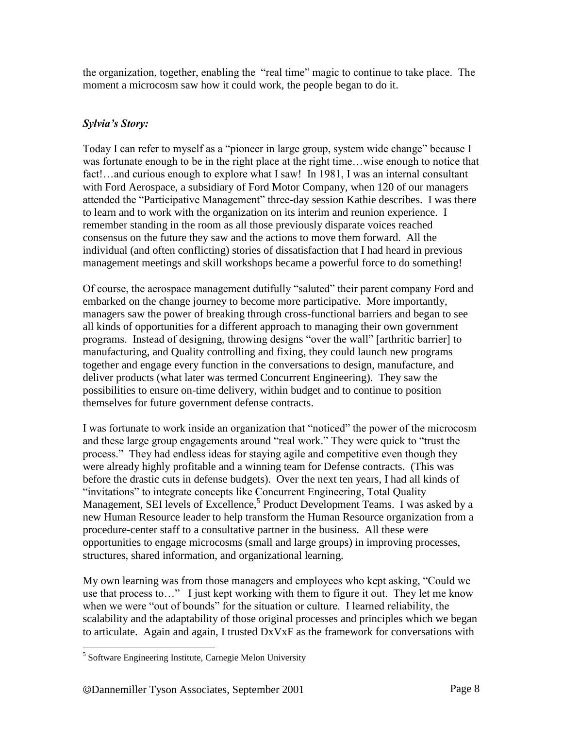the organization, together, enabling the "real time" magic to continue to take place. The moment a microcosm saw how it could work, the people began to do it.

***Sylvia's Story:***

Today I can refer to myself as a "pioneer in large group, system wide change" because I was fortunate enough to be in the right place at the right time…wise enough to notice that fact!…and curious enough to explore what I saw! In 1981, I was an internal consultant with Ford Aerospace, a subsidiary of Ford Motor Company, when 120 of our managers attended the "Participative Management" three-day session Kathie describes. I was there to learn and to work with the organization on its interim and reunion experience. I remember standing in the room as all those previously disparate voices reached consensus on the future they saw and the actions to move them forward. All the individual (and often conflicting) stories of dissatisfaction that I had heard in previous management meetings and skill workshops became a powerful force to do something!

Of course, the aerospace management dutifully "saluted" their parent company Ford and embarked on the change journey to become more participative. More importantly, managers saw the power of breaking through cross-functional barriers and began to see all kinds of opportunities for a different approach to managing their own government programs. Instead of designing, throwing designs "over the wall" [arthritic barrier] to manufacturing, and Quality controlling and fixing, they could launch new programs together and engage every function in the conversations to design, manufacture, and deliver products (what later was termed Concurrent Engineering). They saw the possibilities to ensure on-time delivery, within budget and to continue to position themselves for future government defense contracts.

I was fortunate to work inside an organization that "noticed" the power of the microcosm and these large group engagements around "real work." They were quick to "trust the process." They had endless ideas for staying agile and competitive even though they were already highly profitable and a winning team for Defense contracts. (This was before the drastic cuts in defense budgets). Over the next ten years, I had all kinds of "invitations" to integrate concepts like Concurrent Engineering, Total Quality Management, SEI levels of Excellence,[5] Product Development Teams. I was asked by a new Human Resource leader to help transform the Human Resource organization from a procedure-center staff to a consultative partner in the business. All these were opportunities to engage microcosms (small and large groups) in improving processes, structures, shared information, and organizational learning.

My own learning was from those managers and employees who kept asking, "Could we use that process to…" I just kept working with them to figure it out. They let me know when we were "out of bounds" for the situation or culture. I learned reliability, the scalability and the adaptability of those original processes and principles which we began to articulate. Again and again, I trusted DxVxF as the framework for conversations with

---

[5] Software Engineering Institute, Carnegie Melon University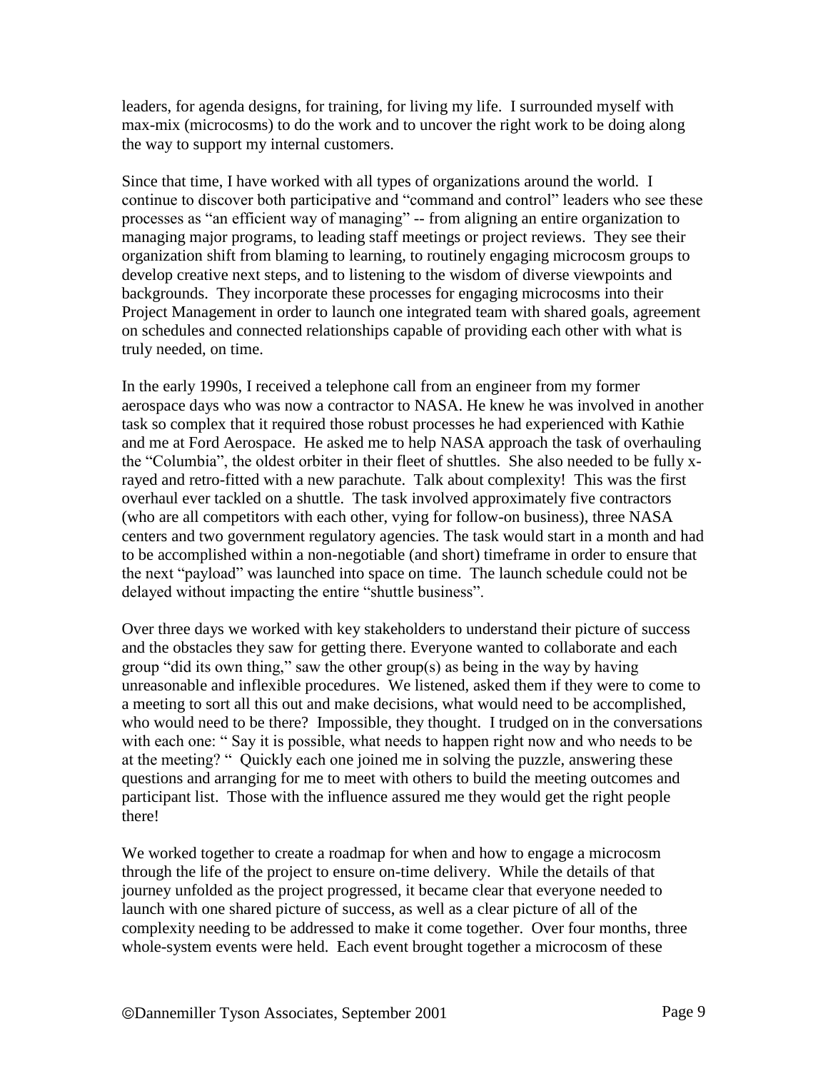leaders, for agenda designs, for training, for living my life. I surrounded myself with max-mix (microcosms) to do the work and to uncover the right work to be doing along the way to support my internal customers.

Since that time, I have worked with all types of organizations around the world. I continue to discover both participative and "command and control" leaders who see these processes as "an efficient way of managing" -- from aligning an entire organization to managing major programs, to leading staff meetings or project reviews. They see their organization shift from blaming to learning, to routinely engaging microcosm groups to develop creative next steps, and to listening to the wisdom of diverse viewpoints and backgrounds. They incorporate these processes for engaging microcosms into their Project Management in order to launch one integrated team with shared goals, agreement on schedules and connected relationships capable of providing each other with what is truly needed, on time.

In the early 1990s, I received a telephone call from an engineer from my former aerospace days who was now a contractor to NASA. He knew he was involved in another task so complex that it required those robust processes he had experienced with Kathie and me at Ford Aerospace. He asked me to help NASA approach the task of overhauling the "Columbia", the oldest orbiter in their fleet of shuttles. She also needed to be fully x-rayed and retro-fitted with a new parachute. Talk about complexity! This was the first overhaul ever tackled on a shuttle. The task involved approximately five contractors (who are all competitors with each other, vying for follow-on business), three NASA centers and two government regulatory agencies. The task would start in a month and had to be accomplished within a non-negotiable (and short) timeframe in order to ensure that the next "payload" was launched into space on time. The launch schedule could not be delayed without impacting the entire "shuttle business".

Over three days we worked with key stakeholders to understand their picture of success and the obstacles they saw for getting there. Everyone wanted to collaborate and each group "did its own thing," saw the other group(s) as being in the way by having unreasonable and inflexible procedures. We listened, asked them if they were to come to a meeting to sort all this out and make decisions, what would need to be accomplished, who would need to be there? Impossible, they thought. I trudged on in the conversations with each one: " Say it is possible, what needs to happen right now and who needs to be at the meeting? " Quickly each one joined me in solving the puzzle, answering these questions and arranging for me to meet with others to build the meeting outcomes and participant list. Those with the influence assured me they would get the right people there!

We worked together to create a roadmap for when and how to engage a microcosm through the life of the project to ensure on-time delivery. While the details of that journey unfolded as the project progressed, it became clear that everyone needed to launch with one shared picture of success, as well as a clear picture of all of the complexity needing to be addressed to make it come together. Over four months, three whole-system events were held. Each event brought together a microcosm of these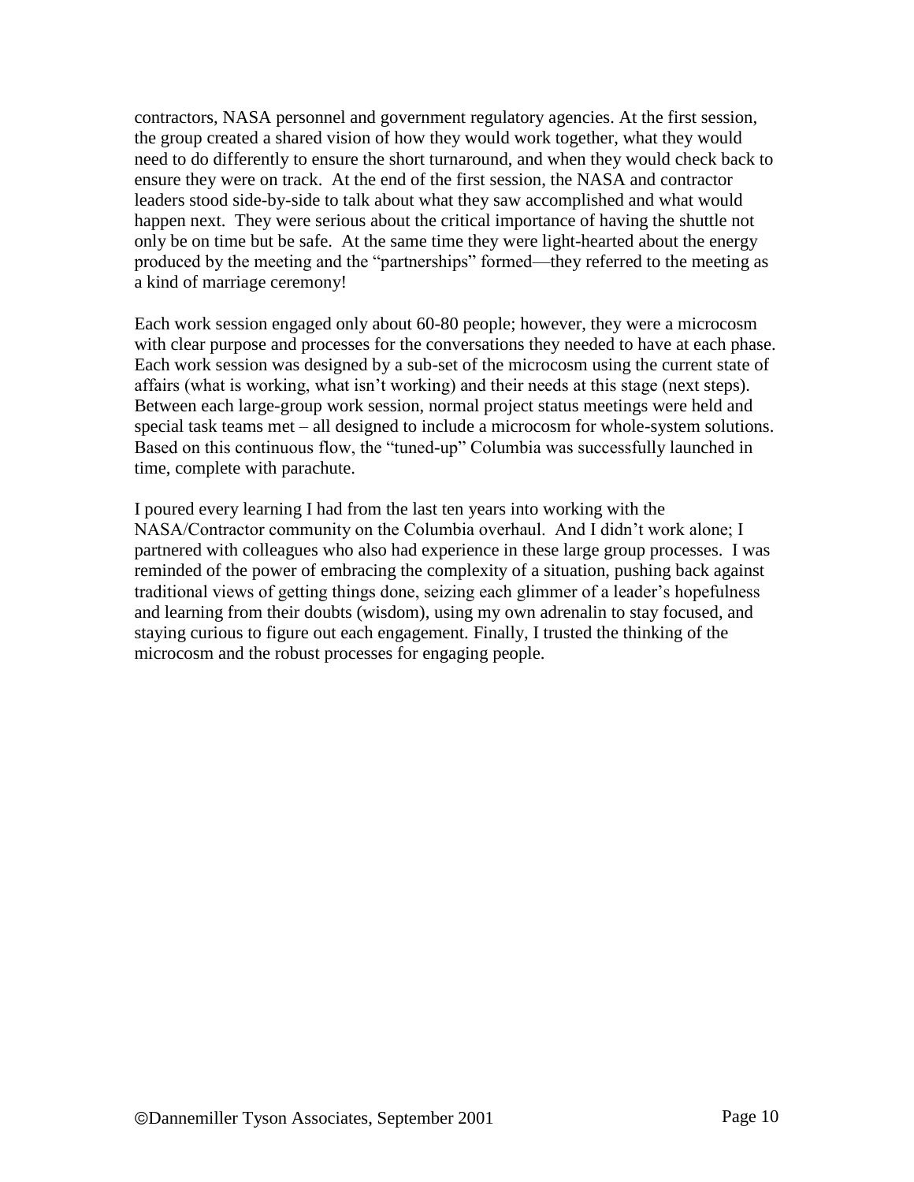contractors, NASA personnel and government regulatory agencies. At the first session, the group created a shared vision of how they would work together, what they would need to do differently to ensure the short turnaround, and when they would check back to ensure they were on track. At the end of the first session, the NASA and contractor leaders stood side-by-side to talk about what they saw accomplished and what would happen next. They were serious about the critical importance of having the shuttle not only be on time but be safe. At the same time they were light-hearted about the energy produced by the meeting and the "partnerships" formed—they referred to the meeting as a kind of marriage ceremony!

Each work session engaged only about 60-80 people; however, they were a microcosm with clear purpose and processes for the conversations they needed to have at each phase. Each work session was designed by a sub-set of the microcosm using the current state of affairs (what is working, what isn't working) and their needs at this stage (next steps). Between each large-group work session, normal project status meetings were held and special task teams met – all designed to include a microcosm for whole-system solutions. Based on this continuous flow, the "tuned-up" Columbia was successfully launched in time, complete with parachute.

I poured every learning I had from the last ten years into working with the NASA/Contractor community on the Columbia overhaul. And I didn't work alone; I partnered with colleagues who also had experience in these large group processes. I was reminded of the power of embracing the complexity of a situation, pushing back against traditional views of getting things done, seizing each glimmer of a leader's hopefulness and learning from their doubts (wisdom), using my own adrenalin to stay focused, and staying curious to figure out each engagement. Finally, I trusted the thinking of the microcosm and the robust processes for engaging people.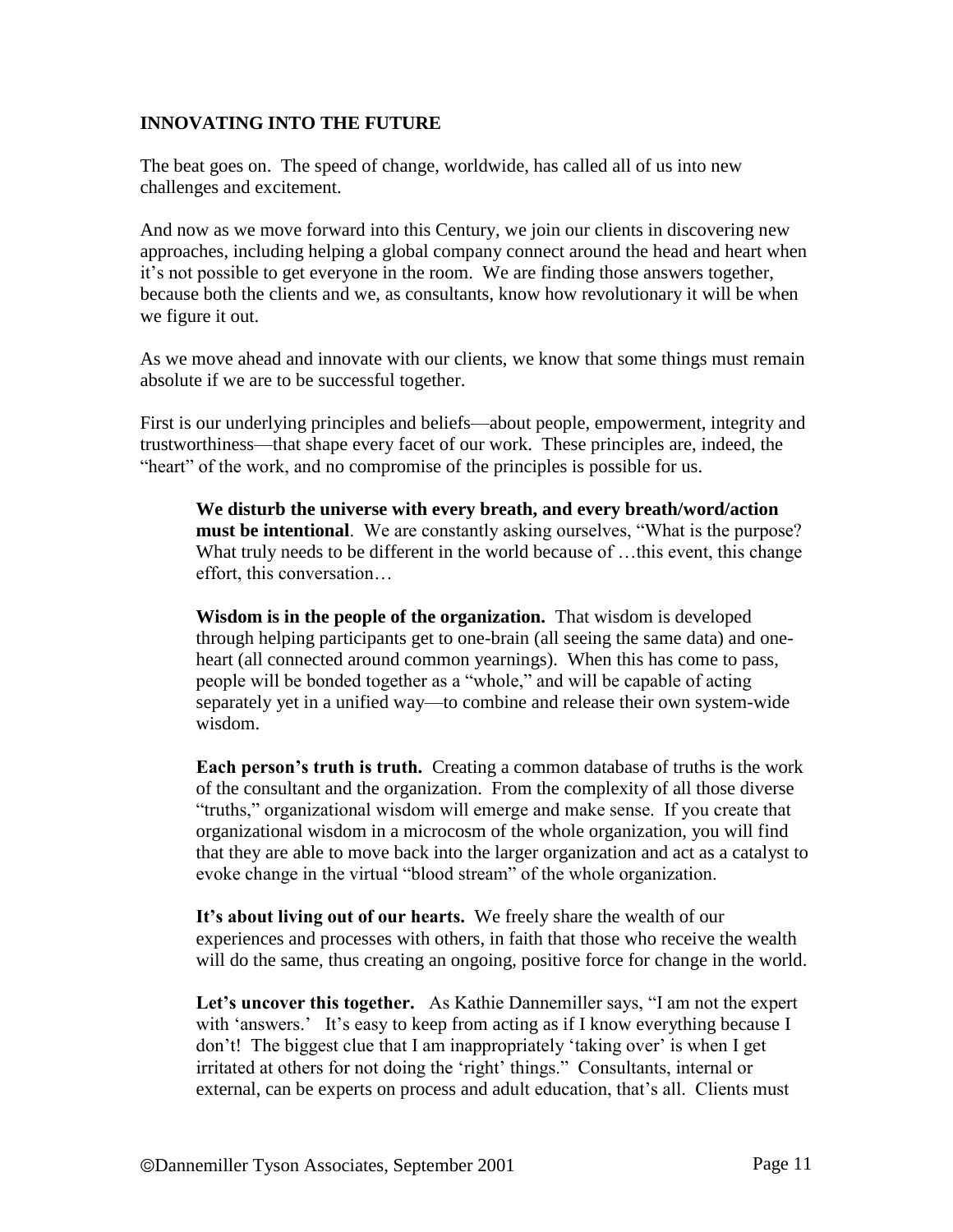**INNOVATING INTO THE FUTURE**

The beat goes on. The speed of change, worldwide, has called all of us into new challenges and excitement.

And now as we move forward into this Century, we join our clients in discovering new approaches, including helping a global company connect around the head and heart when it's not possible to get everyone in the room. We are finding those answers together, because both the clients and we, as consultants, know how revolutionary it will be when we figure it out.

As we move ahead and innovate with our clients, we know that some things must remain absolute if we are to be successful together.

First is our underlying principles and beliefs—about people, empowerment, integrity and trustworthiness—that shape every facet of our work. These principles are, indeed, the "heart" of the work, and no compromise of the principles is possible for us.

> **We disturb the universe with every breath, and every breath/word/action must be intentional**. We are constantly asking ourselves, "What is the purpose? What truly needs to be different in the world because of …this event, this change effort, this conversation…
>
> **Wisdom is in the people of the organization.** That wisdom is developed through helping participants get to one-brain (all seeing the same data) and one-heart (all connected around common yearnings). When this has come to pass, people will be bonded together as a "whole," and will be capable of acting separately yet in a unified way—to combine and release their own system-wide wisdom.
>
> **Each person's truth is truth.** Creating a common database of truths is the work of the consultant and the organization. From the complexity of all those diverse "truths," organizational wisdom will emerge and make sense. If you create that organizational wisdom in a microcosm of the whole organization, you will find that they are able to move back into the larger organization and act as a catalyst to evoke change in the virtual "blood stream" of the whole organization.
>
> **It's about living out of our hearts.** We freely share the wealth of our experiences and processes with others, in faith that those who receive the wealth will do the same, thus creating an ongoing, positive force for change in the world.
>
> **Let's uncover this together.** As Kathie Dannemiller says, "I am not the expert with 'answers.' It's easy to keep from acting as if I know everything because I don't! The biggest clue that I am inappropriately 'taking over' is when I get irritated at others for not doing the 'right' things." Consultants, internal or external, can be experts on process and adult education, that's all. Clients must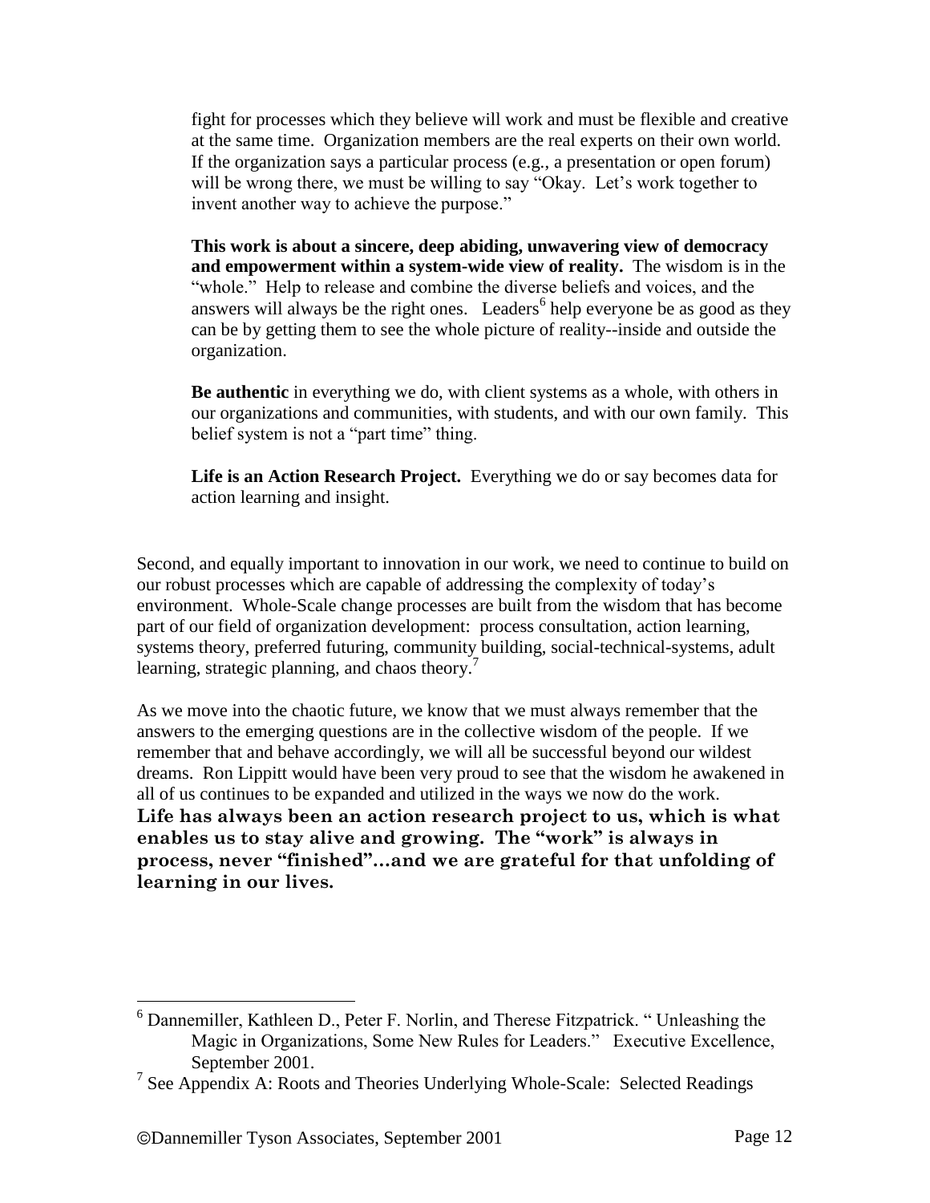fight for processes which they believe will work and must be flexible and creative at the same time. Organization members are the real experts on their own world. If the organization says a particular process (e.g., a presentation or open forum) will be wrong there, we must be willing to say "Okay. Let's work together to invent another way to achieve the purpose."

**This work is about a sincere, deep abiding, unwavering view of democracy and empowerment within a system-wide view of reality.** The wisdom is in the "whole." Help to release and combine the diverse beliefs and voices, and the answers will always be the right ones. Leaders[6] help everyone be as good as they can be by getting them to see the whole picture of reality--inside and outside the organization.

**Be authentic** in everything we do, with client systems as a whole, with others in our organizations and communities, with students, and with our own family. This belief system is not a "part time" thing.

**Life is an Action Research Project.** Everything we do or say becomes data for action learning and insight.

Second, and equally important to innovation in our work, we need to continue to build on our robust processes which are capable of addressing the complexity of today's environment. Whole-Scale change processes are built from the wisdom that has become part of our field of organization development: process consultation, action learning, systems theory, preferred futuring, community building, social-technical-systems, adult learning, strategic planning, and chaos theory.[7]

As we move into the chaotic future, we know that we must always remember that the answers to the emerging questions are in the collective wisdom of the people. If we remember that and behave accordingly, we will all be successful beyond our wildest dreams. Ron Lippitt would have been very proud to see that the wisdom he awakened in all of us continues to be expanded and utilized in the ways we now do the work.
**Life has always been an action research project to us, which is what enables us to stay alive and growing. The "work" is always in process, never "finished"...and we are grateful for that unfolding of learning in our lives.**

---

[6] Dannemiller, Kathleen D., Peter F. Norlin, and Therese Fitzpatrick. " Unleashing the Magic in Organizations, Some New Rules for Leaders." Executive Excellence, September 2001.

[7] See Appendix A: Roots and Theories Underlying Whole-Scale: Selected Readings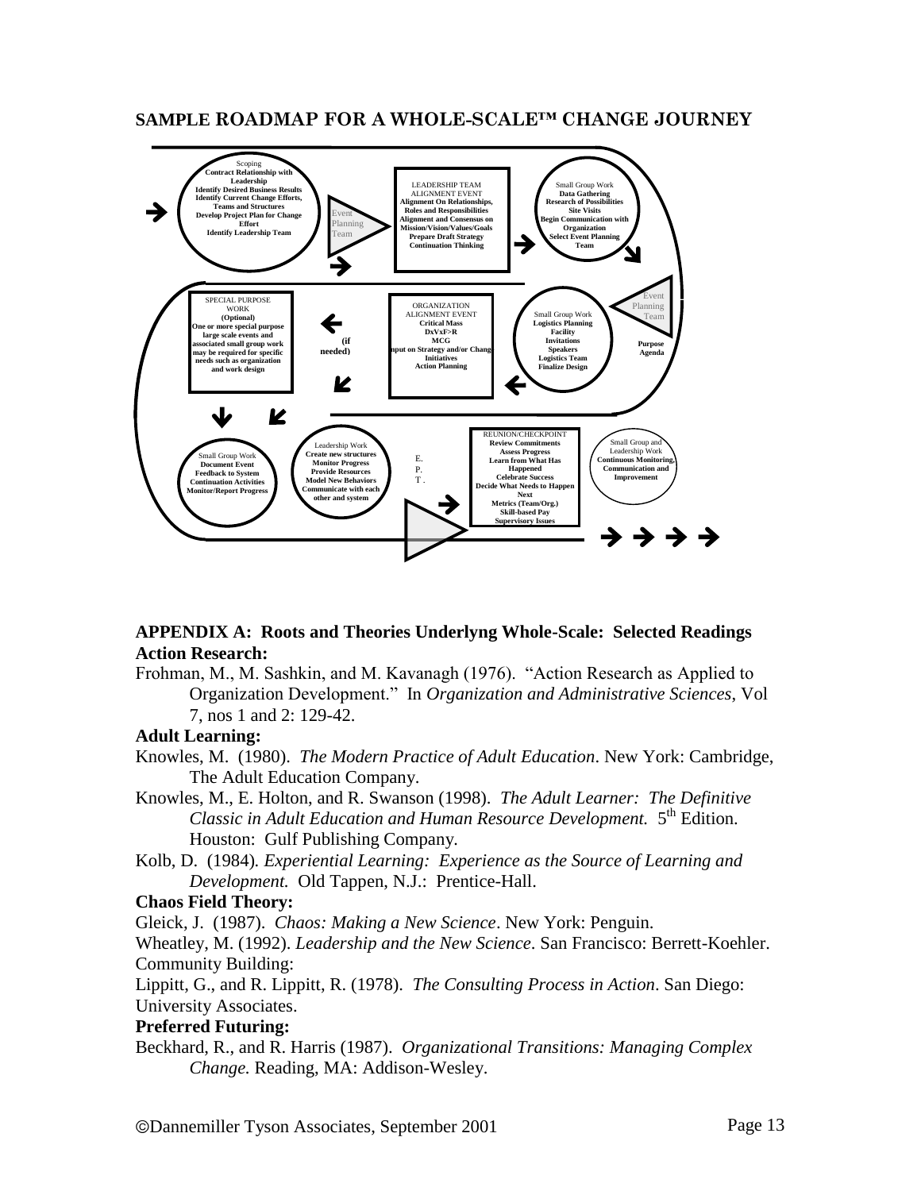## SAMPLE ROADMAP FOR A WHOLE-SCALE™ CHANGE JOURNEY

Scoping
**Contract Relationship with Leadership**
**Identify Desired Business Results**
**Identify Current Change Efforts, Teams and Structures**
**Develop Project Plan for Change Effort**
**Identify Leadership Team**

Event Planning Team

LEADERSHIP TEAM ALIGNMENT EVENT
**Alignment On Relationships, Roles and Responsibilities**
**Alignment and Consensus on Mission/Vision/Values/Goals**
**Prepare Draft Strategy**
**Continuation Thinking**

Small Group Work
**Data Gathering**
**Research of Possibilities**
**Site Visits**
**Begin Communication with Organization**
**Select Event Planning Team**

Event Planning Team
**Purpose**
**Agenda**

Small Group Work
**Logistics Planning**
**Facility**
**Invitations**
**Speakers**
**Logistics Team**
**Finalize Design**

ORGANIZATION ALIGNMENT EVENT
**Critical Mass**
**DxVxF>R**
**MCG**
**Input on Strategy and/or Change Initiatives**
**Action Planning**

**(if needed)**

SPECIAL PURPOSE WORK
**(Optional)**
**One or more special purpose large scale events and associated small group work may be required for specific needs such as organization and work design**

Small Group Work
**Document Event**
**Feedback to System**
**Continuation Activities**
**Monitor/Report Progress**

Leadership Work
**Create new structures**
**Monitor Progress**
**Provide Resources**
**Model New Behaviors**
**Communicate with each other and system**

E. P. T.

REUNION/CHECKPOINT
**Review Commitments**
**Assess Progress**
**Learn from What Has Happened**
**Celebrate Success**
**Decide What Needs to Happen Next**
**Metrics (Team/Org.)**
**Skill-based Pay**
**Supervisory Issues**

Small Group and Leadership Work
**Continuous Monitoring, Communication and Improvement**

**APPENDIX A: Roots and Theories Underlyng Whole-Scale: Selected Readings**

**Action Research:**

Frohman, M., M. Sashkin, and M. Kavanagh (1976). "Action Research as Applied to Organization Development." In *Organization and Administrative Sciences*, Vol 7, nos 1 and 2: 129-42.

**Adult Learning:**

Knowles, M. (1980). *The Modern Practice of Adult Education*. New York: Cambridge, The Adult Education Company.

Knowles, M., E. Holton, and R. Swanson (1998). *The Adult Learner: The Definitive Classic in Adult Education and Human Resource Development.* 5th Edition. Houston: Gulf Publishing Company.

Kolb, D. (1984). *Experiential Learning: Experience as the Source of Learning and Development.* Old Tappen, N.J.: Prentice-Hall.

**Chaos Field Theory:**

Gleick, J. (1987). *Chaos: Making a New Science*. New York: Penguin.

Wheatley, M. (1992). *Leadership and the New Science*. San Francisco: Berrett-Koehler.

Community Building:

Lippitt, G., and R. Lippitt, R. (1978). *The Consulting Process in Action*. San Diego: University Associates.

**Preferred Futuring:**

Beckhard, R., and R. Harris (1987). *Organizational Transitions: Managing Complex Change.* Reading, MA: Addison-Wesley.

©Dannemiller Tyson Associates, September 2001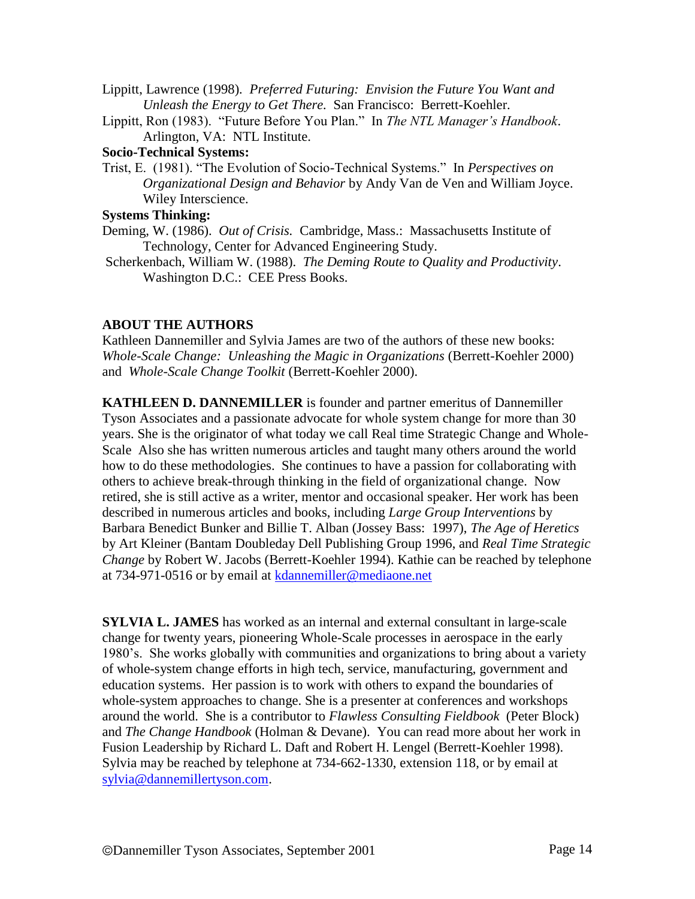Lippitt, Lawrence (1998). *Preferred Futuring: Envision the Future You Want and Unleash the Energy to Get There.* San Francisco: Berrett-Koehler.

Lippitt, Ron (1983). "Future Before You Plan." In *The NTL Manager's Handbook*. Arlington, VA: NTL Institute.

**Socio-Technical Systems:**

Trist, E. (1981). "The Evolution of Socio-Technical Systems." In *Perspectives on Organizational Design and Behavior* by Andy Van de Ven and William Joyce. Wiley Interscience.

**Systems Thinking:**

Deming, W. (1986). *Out of Crisis.* Cambridge, Mass.: Massachusetts Institute of Technology, Center for Advanced Engineering Study.

Scherkenbach, William W. (1988). *The Deming Route to Quality and Productivity*. Washington D.C.: CEE Press Books.

## ABOUT THE AUTHORS

Kathleen Dannemiller and Sylvia James are two of the authors of these new books: *Whole-Scale Change: Unleashing the Magic in Organizations* (Berrett-Koehler 2000) and *Whole-Scale Change Toolkit* (Berrett-Koehler 2000).

**KATHLEEN D. DANNEMILLER** is founder and partner emeritus of Dannemiller Tyson Associates and a passionate advocate for whole system change for more than 30 years. She is the originator of what today we call Real time Strategic Change and Whole-Scale Also she has written numerous articles and taught many others around the world how to do these methodologies. She continues to have a passion for collaborating with others to achieve break-through thinking in the field of organizational change. Now retired, she is still active as a writer, mentor and occasional speaker. Her work has been described in numerous articles and books, including *Large Group Interventions* by Barbara Benedict Bunker and Billie T. Alban (Jossey Bass: 1997), *The Age of Heretics* by Art Kleiner (Bantam Doubleday Dell Publishing Group 1996, and *Real Time Strategic Change* by Robert W. Jacobs (Berrett-Koehler 1994). Kathie can be reached by telephone at 734-971-0516 or by email at kdannemiller@mediaone.net

**SYLVIA L. JAMES** has worked as an internal and external consultant in large-scale change for twenty years, pioneering Whole-Scale processes in aerospace in the early 1980's. She works globally with communities and organizations to bring about a variety of whole-system change efforts in high tech, service, manufacturing, government and education systems. Her passion is to work with others to expand the boundaries of whole-system approaches to change. She is a presenter at conferences and workshops around the world. She is a contributor to *Flawless Consulting Fieldbook* (Peter Block) and *The Change Handbook* (Holman & Devane). You can read more about her work in Fusion Leadership by Richard L. Daft and Robert H. Lengel (Berrett-Koehler 1998). Sylvia may be reached by telephone at 734-662-1330, extension 118, or by email at sylvia@dannemillertyson.com.

©Dannemiller Tyson Associates, September 2001